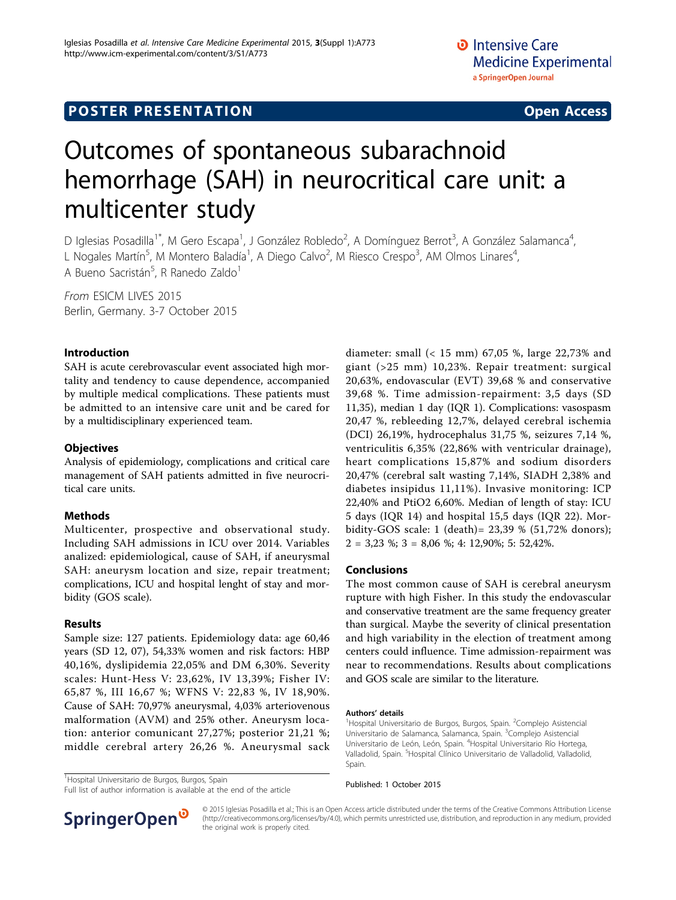POSTER PRESENTATION Open Access

# Outcomes of spontaneous subarachnoid hemorrhage (SAH) in neurocritical care unit: a multicenter study

D Iglesias Posadilla[1*], M Gero Escapa[1], J González Robledo[2], A Domínguez Berrot[3], A González Salamanca[4], L Nogales Martín[5], M Montero Baladía[1], A Diego Calvo[2], M Riesco Crespo[3], AM Olmos Linares[4], A Bueno Sacristán[5], R Ranedo Zaldo[1]

*From* ESICM LIVES 2015
Berlin, Germany. 3-7 October 2015

## Introduction

SAH is acute cerebrovascular event associated high mortality and tendency to cause dependence, accompanied by multiple medical complications. These patients must be admitted to an intensive care unit and be cared for by a multidisciplinary experienced team.

## Objectives

Analysis of epidemiology, complications and critical care management of SAH patients admitted in five neurocritical care units.

## Methods

Multicenter, prospective and observational study. Including SAH admissions in ICU over 2014. Variables analized: epidemiological, cause of SAH, if aneurysmal SAH: aneurysm location and size, repair treatment; complications, ICU and hospital lenght of stay and morbidity (GOS scale).

## Results

Sample size: 127 patients. Epidemiology data: age 60,46 years (SD 12, 07), 54,33% women and risk factors: HBP 40,16%, dyslipidemia 22,05% and DM 6,30%. Severity scales: Hunt-Hess V: 23,62%, IV 13,39%; Fisher IV: 65,87 %, III 16,67 %; WFNS V: 22,83 %, IV 18,90%. Cause of SAH: 70,97% aneurysmal, 4,03% arteriovenous malformation (AVM) and 25% other. Aneurysm location: anterior comunicant 27,27%; posterior 21,21 %; middle cerebral artery 26,26 %. Aneurysmal sack diameter: small (< 15 mm) 67,05 %, large 22,73% and giant (>25 mm) 10,23%. Repair treatment: surgical 20,63%, endovascular (EVT) 39,68 % and conservative 39,68 %. Time admission-repairment: 3,5 days (SD 11,35), median 1 day (IQR 1). Complications: vasospasm 20,47 %, rebleeding 12,7%, delayed cerebral ischemia (DCI) 26,19%, hydrocephalus 31,75 %, seizures 7,14 %, ventriculitis 6,35% (22,86% with ventricular drainage), heart complications 15,87% and sodium disorders 20,47% (cerebral salt wasting 7,14%, SIADH 2,38% and diabetes insipidus 11,11%). Invasive monitoring: ICP 22,40% and PtiO2 6,60%. Median of length of stay: ICU 5 days (IQR 14) and hospital 15,5 days (IQR 22). Morbidity-GOS scale: 1 (death)= 23,39 % (51,72% donors); 2 = 3,23 %; 3 = 8,06 %; 4: 12,90%; 5: 52,42%.

## Conclusions

The most common cause of SAH is cerebral aneurysm rupture with high Fisher. In this study the endovascular and conservative treatment are the same frequency greater than surgical. Maybe the severity of clinical presentation and high variability in the election of treatment among centers could influence. Time admission-repairment was near to recommendations. Results about complications and GOS scale are similar to the literature.

#### Authors' details

[1]Hospital Universitario de Burgos, Burgos, Spain. [2]Complejo Asistencial Universitario de Salamanca, Salamanca, Spain. [3]Complejo Asistencial Universitario de León, León, Spain. [4]Hospital Universitario Río Hortega, Valladolid, Spain. [5]Hospital Clínico Universitario de Valladolid, Valladolid, Spain.

Published: 1 October 2015

[1]Hospital Universitario de Burgos, Burgos, Spain
Full list of author information is available at the end of the article

© 2015 Iglesias Posadilla et al.; This is an Open Access article distributed under the terms of the Creative Commons Attribution License (http://creativecommons.org/licenses/by/4.0), which permits unrestricted use, distribution, and reproduction in any medium, provided the original work is properly cited.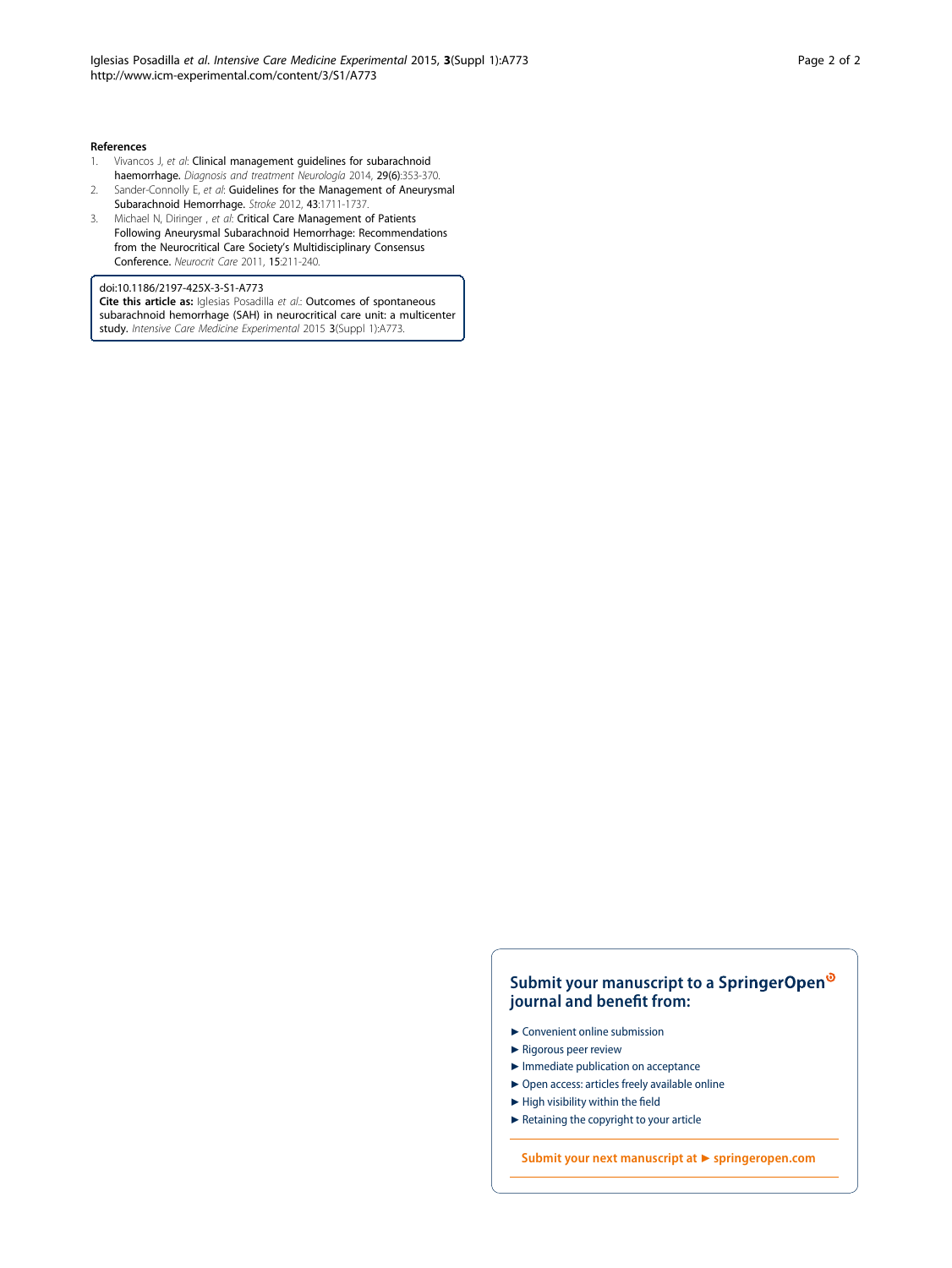### References

1. Vivancos J, *et al*: **Clinical management guidelines for subarachnoid haemorrhage.** *Diagnosis and treatment Neurología* 2014, **29(6)**:353-370.
2. Sander-Connolly E, *et al*: **Guidelines for the Management of Aneurysmal Subarachnoid Hemorrhage.** *Stroke* 2012, **43**:1711-1737.
3. Michael N, Diringer , *et al*: **Critical Care Management of Patients Following Aneurysmal Subarachnoid Hemorrhage: Recommendations from the Neurocritical Care Society's Multidisciplinary Consensus Conference.** *Neurocrit Care* 2011, **15**:211-240.

doi:10.1186/2197-425X-3-S1-A773
**Cite this article as:** Iglesias Posadilla *et al.*: Outcomes of spontaneous subarachnoid hemorrhage (SAH) in neurocritical care unit: a multicenter study. *Intensive Care Medicine Experimental* 2015 **3**(Suppl 1):A773.

**Submit your manuscript to a SpringerOpen journal and benefit from:**

- ► Convenient online submission
- ► Rigorous peer review
- ► Immediate publication on acceptance
- ► Open access: articles freely available online
- ► High visibility within the field
- ► Retaining the copyright to your article

**Submit your next manuscript at ► springeropen.com**